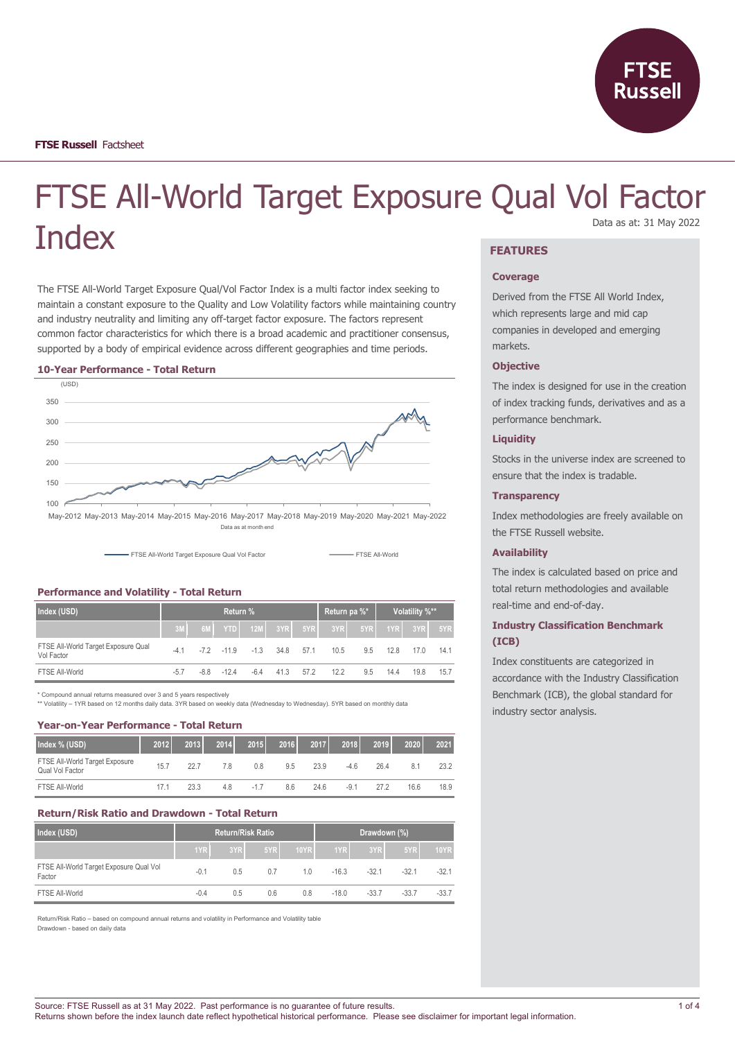**FTSE Russell** Factsheet

# FTSE All-World Target Exposure Qual Vol Factor Index

Data as at: 31 May 2022

The FTSE All-World Target Exposure Qual/Vol Factor Index is a multi factor index seeking to maintain a constant exposure to the Quality and Low Volatility factors while maintaining country and industry neutrality and limiting any off-target factor exposure. The factors represent common factor characteristics for which there is a broad academic and practitioner consensus, supported by a body of empirical evidence across different geographies and time periods.

### 10-Year Performance - Total Return

(USD)

Data as at month end

FTSE All-World Target Exposure Qual Vol Factor — FTSE All-World

### Performance and Volatility - Total Return

| Index (USD) | Return % | | | | | | Return pa %* | | Volatility %** | | |
|---|---|---|---|---|---|---|---|---|---|---|---|
| | 3M | 6M | YTD | 12M | 3YR | 5YR | 3YR | 5YR | 1YR | 3YR | 5YR |
| FTSE All-World Target Exposure Qual Vol Factor | -4.1 | -7.2 | -11.9 | -1.3 | 34.8 | 57.1 | 10.5 | 9.5 | 12.8 | 17.0 | 14.1 |
| FTSE All-World | -5.7 | -8.8 | -12.4 | -6.4 | 41.3 | 57.2 | 12.2 | 9.5 | 14.4 | 19.8 | 15.7 |

\* Compound annual returns measured over 3 and 5 years respectively
\*\* Volatility – 1YR based on 12 months daily data. 3YR based on weekly data (Wednesday to Wednesday). 5YR based on monthly data

### Year-on-Year Performance - Total Return

| Index % (USD) | 2012 | 2013 | 2014 | 2015 | 2016 | 2017 | 2018 | 2019 | 2020 | 2021 |
|---|---|---|---|---|---|---|---|---|---|---|
| FTSE All-World Target Exposure Qual Vol Factor | 15.7 | 22.7 | 7.8 | 0.8 | 9.5 | 23.9 | -4.6 | 26.4 | 8.1 | 23.2 |
| FTSE All-World | 17.1 | 23.3 | 4.8 | -1.7 | 8.6 | 24.6 | -9.1 | 27.2 | 16.6 | 18.9 |

### Return/Risk Ratio and Drawdown - Total Return

| Index (USD) | Return/Risk Ratio | | | | Drawdown (%) | | | |
|---|---|---|---|---|---|---|---|---|
| | 1YR | 3YR | 5YR | 10YR | 1YR | 3YR | 5YR | 10YR |
| FTSE All-World Target Exposure Qual Vol Factor | -0.1 | 0.5 | 0.7 | 1.0 | -16.3 | -32.1 | -32.1 | -32.1 |
| FTSE All-World | -0.4 | 0.5 | 0.6 | 0.8 | -18.0 | -33.7 | -33.7 | -33.7 |

Return/Risk Ratio – based on compound annual returns and volatility in Performance and Volatility table
Drawdown - based on daily data

## FEATURES

### Coverage

Derived from the FTSE All World Index, which represents large and mid cap companies in developed and emerging markets.

### Objective

The index is designed for use in the creation of index tracking funds, derivatives and as a performance benchmark.

### Liquidity

Stocks in the universe index are screened to ensure that the index is tradable.

### Transparency

Index methodologies are freely available on the FTSE Russell website.

### Availability

The index is calculated based on price and total return methodologies and available real-time and end-of-day.

### Industry Classification Benchmark (ICB)

Index constituents are categorized in accordance with the Industry Classification Benchmark (ICB), the global standard for industry sector analysis.

Source: FTSE Russell as at 31 May 2022. Past performance is no guarantee of future results.
Returns shown before the index launch date reflect hypothetical historical performance. Please see disclaimer for important legal information.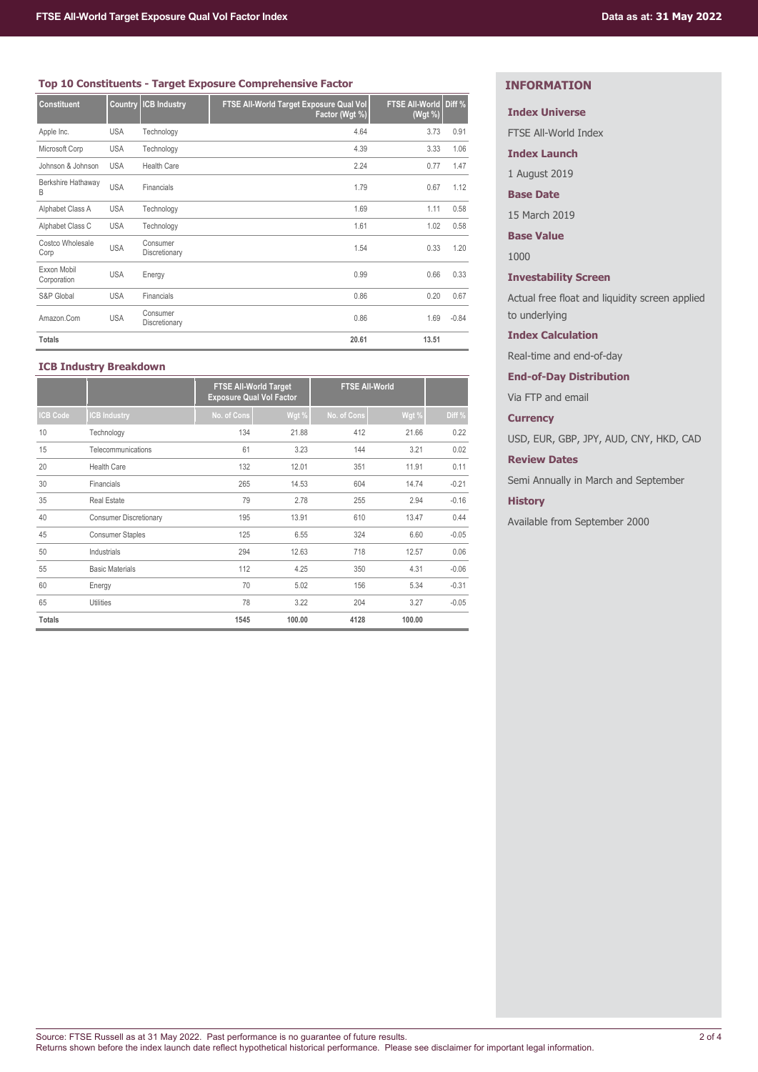### Top 10 Constituents - Target Exposure Comprehensive Factor

| Constituent | Country | ICB Industry | FTSE All-World Target Exposure Qual Vol Factor (Wgt %) | FTSE All-World (Wgt %) | Diff % |
|---|---|---|---|---|---|
| Apple Inc. | USA | Technology | 4.64 | 3.73 | 0.91 |
| Microsoft Corp | USA | Technology | 4.39 | 3.33 | 1.06 |
| Johnson & Johnson | USA | Health Care | 2.24 | 0.77 | 1.47 |
| Berkshire Hathaway B | USA | Financials | 1.79 | 0.67 | 1.12 |
| Alphabet Class A | USA | Technology | 1.69 | 1.11 | 0.58 |
| Alphabet Class C | USA | Technology | 1.61 | 1.02 | 0.58 |
| Costco Wholesale Corp | USA | Consumer Discretionary | 1.54 | 0.33 | 1.20 |
| Exxon Mobil Corporation | USA | Energy | 0.99 | 0.66 | 0.33 |
| S&P Global | USA | Financials | 0.86 | 0.20 | 0.67 |
| Amazon.Com | USA | Consumer Discretionary | 0.86 | 1.69 | -0.84 |
| **Totals** | | | **20.61** | **13.51** | |

### ICB Industry Breakdown

| | | FTSE All-World Target Exposure Qual Vol Factor | | FTSE All-World | | |
|---|---|---|---|---|---|---|
| ICB Code | ICB Industry | No. of Cons | Wgt % | No. of Cons | Wgt % | Diff % |
| 10 | Technology | 134 | 21.88 | 412 | 21.66 | 0.22 |
| 15 | Telecommunications | 61 | 3.23 | 144 | 3.21 | 0.02 |
| 20 | Health Care | 132 | 12.01 | 351 | 11.91 | 0.11 |
| 30 | Financials | 265 | 14.53 | 604 | 14.74 | -0.21 |
| 35 | Real Estate | 79 | 2.78 | 255 | 2.94 | -0.16 |
| 40 | Consumer Discretionary | 195 | 13.91 | 610 | 13.47 | 0.44 |
| 45 | Consumer Staples | 125 | 6.55 | 324 | 6.60 | -0.05 |
| 50 | Industrials | 294 | 12.63 | 718 | 12.57 | 0.06 |
| 55 | Basic Materials | 112 | 4.25 | 350 | 4.31 | -0.06 |
| 60 | Energy | 70 | 5.02 | 156 | 5.34 | -0.31 |
| 65 | Utilities | 78 | 3.22 | 204 | 3.27 | -0.05 |
| **Totals** | | **1545** | **100.00** | **4128** | **100.00** | |

## INFORMATION

**Index Universe**

FTSE All-World Index

**Index Launch**

1 August 2019

**Base Date**

15 March 2019

**Base Value**

1000

**Investability Screen**

Actual free float and liquidity screen applied to underlying

**Index Calculation**

Real-time and end-of-day

**End-of-Day Distribution**

Via FTP and email

**Currency**

USD, EUR, GBP, JPY, AUD, CNY, HKD, CAD

**Review Dates**

Semi Annually in March and September

**History**

Available from September 2000

Source: FTSE Russell as at 31 May 2022. Past performance is no guarantee of future results.
Returns shown before the index launch date reflect hypothetical historical performance. Please see disclaimer for important legal information.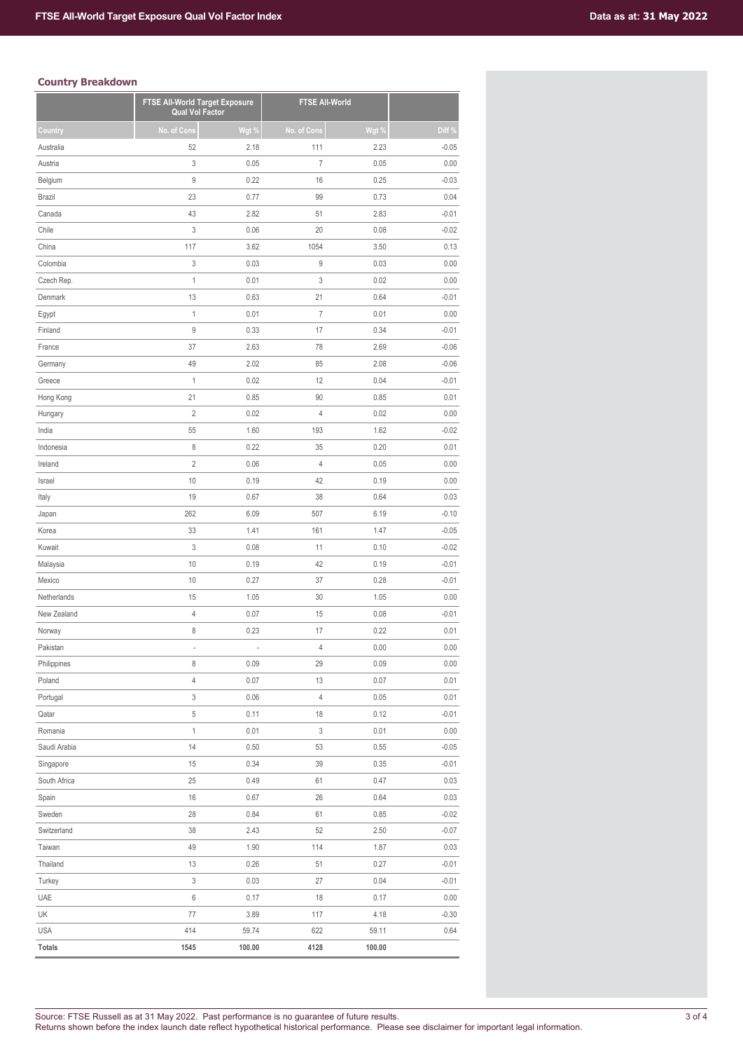## Country Breakdown

| | FTSE All-World Target Exposure Qual Vol Factor | | FTSE All-World | | |
|---|---|---|---|---|---|
| Country | No. of Cons | Wgt % | No. of Cons | Wgt % | Diff % |
| Australia | 52 | 2.18 | 111 | 2.23 | -0.05 |
| Austria | 3 | 0.05 | 7 | 0.05 | 0.00 |
| Belgium | 9 | 0.22 | 16 | 0.25 | -0.03 |
| Brazil | 23 | 0.77 | 99 | 0.73 | 0.04 |
| Canada | 43 | 2.82 | 51 | 2.83 | -0.01 |
| Chile | 3 | 0.06 | 20 | 0.08 | -0.02 |
| China | 117 | 3.62 | 1054 | 3.50 | 0.13 |
| Colombia | 3 | 0.03 | 9 | 0.03 | 0.00 |
| Czech Rep. | 1 | 0.01 | 3 | 0.02 | 0.00 |
| Denmark | 13 | 0.63 | 21 | 0.64 | -0.01 |
| Egypt | 1 | 0.01 | 7 | 0.01 | 0.00 |
| Finland | 9 | 0.33 | 17 | 0.34 | -0.01 |
| France | 37 | 2.63 | 78 | 2.69 | -0.06 |
| Germany | 49 | 2.02 | 85 | 2.08 | -0.06 |
| Greece | 1 | 0.02 | 12 | 0.04 | -0.01 |
| Hong Kong | 21 | 0.85 | 90 | 0.85 | 0.01 |
| Hungary | 2 | 0.02 | 4 | 0.02 | 0.00 |
| India | 55 | 1.60 | 193 | 1.62 | -0.02 |
| Indonesia | 8 | 0.22 | 35 | 0.20 | 0.01 |
| Ireland | 2 | 0.06 | 4 | 0.05 | 0.00 |
| Israel | 10 | 0.19 | 42 | 0.19 | 0.00 |
| Italy | 19 | 0.67 | 38 | 0.64 | 0.03 |
| Japan | 262 | 6.09 | 507 | 6.19 | -0.10 |
| Korea | 33 | 1.41 | 161 | 1.47 | -0.05 |
| Kuwait | 3 | 0.08 | 11 | 0.10 | -0.02 |
| Malaysia | 10 | 0.19 | 42 | 0.19 | -0.01 |
| Mexico | 10 | 0.27 | 37 | 0.28 | -0.01 |
| Netherlands | 15 | 1.05 | 30 | 1.05 | 0.00 |
| New Zealand | 4 | 0.07 | 15 | 0.08 | -0.01 |
| Norway | 8 | 0.23 | 17 | 0.22 | 0.01 |
| Pakistan | - | - | 4 | 0.00 | 0.00 |
| Philippines | 8 | 0.09 | 29 | 0.09 | 0.00 |
| Poland | 4 | 0.07 | 13 | 0.07 | 0.01 |
| Portugal | 3 | 0.06 | 4 | 0.05 | 0.01 |
| Qatar | 5 | 0.11 | 18 | 0.12 | -0.01 |
| Romania | 1 | 0.01 | 3 | 0.01 | 0.00 |
| Saudi Arabia | 14 | 0.50 | 53 | 0.55 | -0.05 |
| Singapore | 15 | 0.34 | 39 | 0.35 | -0.01 |
| South Africa | 25 | 0.49 | 61 | 0.47 | 0.03 |
| Spain | 16 | 0.67 | 26 | 0.64 | 0.03 |
| Sweden | 28 | 0.84 | 61 | 0.85 | -0.02 |
| Switzerland | 38 | 2.43 | 52 | 2.50 | -0.07 |
| Taiwan | 49 | 1.90 | 114 | 1.87 | 0.03 |
| Thailand | 13 | 0.26 | 51 | 0.27 | -0.01 |
| Turkey | 3 | 0.03 | 27 | 0.04 | -0.01 |
| UAE | 6 | 0.17 | 18 | 0.17 | 0.00 |
| UK | 77 | 3.89 | 117 | 4.18 | -0.30 |
| USA | 414 | 59.74 | 622 | 59.11 | 0.64 |
| **Totals** | **1545** | **100.00** | **4128** | **100.00** | |

Source: FTSE Russell as at 31 May 2022. Past performance is no guarantee of future results.
Returns shown before the index launch date reflect hypothetical historical performance. Please see disclaimer for important legal information.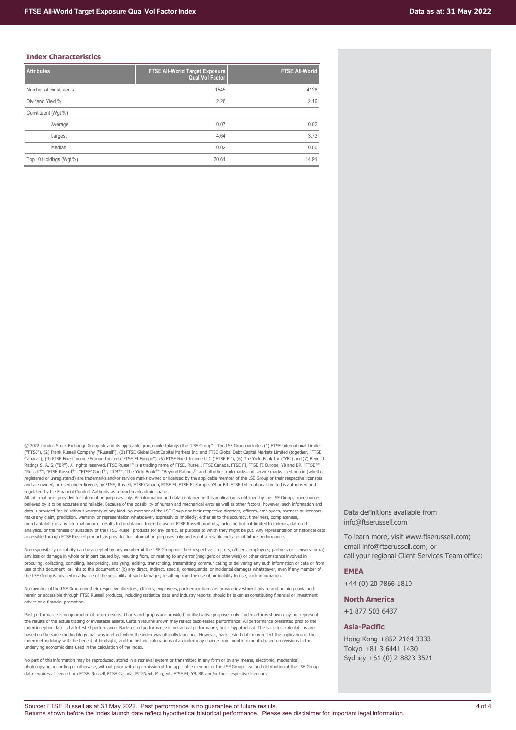## Index Characteristics

| Attributes | FTSE All-World Target Exposure Qual Vol Factor | FTSE All-World |
|---|---|---|
| Number of constituents | 1545 | 4128 |
| Dividend Yield % | 2.26 | 2.16 |
| Constituent (Wgt %) | | |
| Average | 0.07 | 0.02 |
| Largest | 4.64 | 3.73 |
| Median | 0.02 | 0.00 |
| Top 10 Holdings (Wgt %) | 20.61 | 14.91 |

© 2022 London Stock Exchange Group plc and its applicable group undertakings (the "LSE Group"). The LSE Group includes (1) FTSE International Limited ("FTSE"), (2) Frank Russell Company ("Russell"), (3) FTSE Global Debt Capital Markets Inc. and FTSE Global Debt Capital Markets Limited (together, "FTSE Canada"), (4) FTSE Fixed Income Europe Limited ("FTSE FI Europe"), (5) FTSE Fixed Income LLC ("FTSE FI"), (6) The Yield Book Inc ("YB") and (7) Beyond Ratings S. A. S. ("BR"). All rights reserved. FTSE Russell® is a trading name of FTSE, Russell, FTSE Canada, FTSE FI, FTSE FI Europe, YB and BR. "FTSE®", "Russell®", "FTSE Russell®", "FTSE4Good®", "ICB®", "The Yield Book®", "Beyond Ratings®" and all other trademarks and service marks used herein (whether registered or unregistered) are trademarks and/or service marks owned or licensed by the applicable member of the LSE Group or their respective licensors and are owned, or used under licence, by FTSE, Russell, FTSE Canada, FTSE FI, FTSE FI Europe, YB or BR. FTSE International Limited is authorised and regulated by the Financial Conduct Authority as a benchmark administrator.

All information is provided for information purposes only. All information and data contained in this publication is obtained by the LSE Group, from sources believed by it to be accurate and reliable. Because of the possibility of human and mechanical error as well as other factors, however, such information and data is provided "as is" without warranty of any kind. No member of the LSE Group nor their respective directors, officers, employees, partners or licensors make any claim, prediction, warranty or representation whatsoever, expressly or impliedly, either as to the accuracy, timeliness, completeness, merchantability of any information or of results to be obtained from the use of FTSE Russell products, including but not limited to indexes, data and analytics, or the fitness or suitability of the FTSE Russell products for any particular purpose to which they might be put. Any representation of historical data accessible through FTSE Russell products is provided for information purposes only and is not a reliable indicator of future performance.

No responsibility or liability can be accepted by any member of the LSE Group nor their respective directors, officers, employees, partners or licensors for (a) any loss or damage in whole or in part caused by, resulting from, or relating to any error (negligent or otherwise) or other circumstance involved in procuring, collecting, compiling, interpreting, analysing, editing, transcribing, transmitting, communicating or delivering any such information or data or from use of this document or links to this document or (b) any direct, indirect, special, consequential or incidental damages whatsoever, even if any member of the LSE Group is advised in advance of the possibility of such damages, resulting from the use of, or inability to use, such information.

No member of the LSE Group nor their respective directors, officers, employees, partners or licensors provide investment advice and nothing contained herein or accessible through FTSE Russell products, including statistical data and industry reports, should be taken as constituting financial or investment advice or a financial promotion.

Past performance is no guarantee of future results. Charts and graphs are provided for illustrative purposes only. Index returns shown may not represent the results of the actual trading of investable assets. Certain returns shown may reflect back-tested performance. All performance presented prior to the index inception date is back-tested performance. Back-tested performance is not actual performance, but is hypothetical. The back-test calculations are based on the same methodology that was in effect when the index was officially launched. However, back-tested data may reflect the application of the index methodology with the benefit of hindsight, and the historic calculations of an index may change from month to month based on revisions to the underlying economic data used in the calculation of the index.

No part of this information may be reproduced, stored in a retrieval system or transmitted in any form or by any means, electronic, mechanical, photocopying, recording or otherwise, without prior written permission of the applicable member of the LSE Group. Use and distribution of the LSE Group data requires a licence from FTSE, Russell, FTSE Canada, MTSNext, Mergent, FTSE FI, YB, BR and/or their respective licensors.

Data definitions available from info@ftserussell.com

To learn more, visit www.ftserussell.com; email info@ftserussell.com; or call your regional Client Services Team office:

**EMEA**

+44 (0) 20 7866 1810

**North America**

+1 877 503 6437

**Asia-Pacific**

Hong Kong +852 2164 3333
Tokyo +81 3 6441 1430
Sydney +61 (0) 2 8823 3521

Source: FTSE Russell as at 31 May 2022. Past performance is no guarantee of future results.
Returns shown before the index launch date reflect hypothetical historical performance. Please see disclaimer for important legal information.